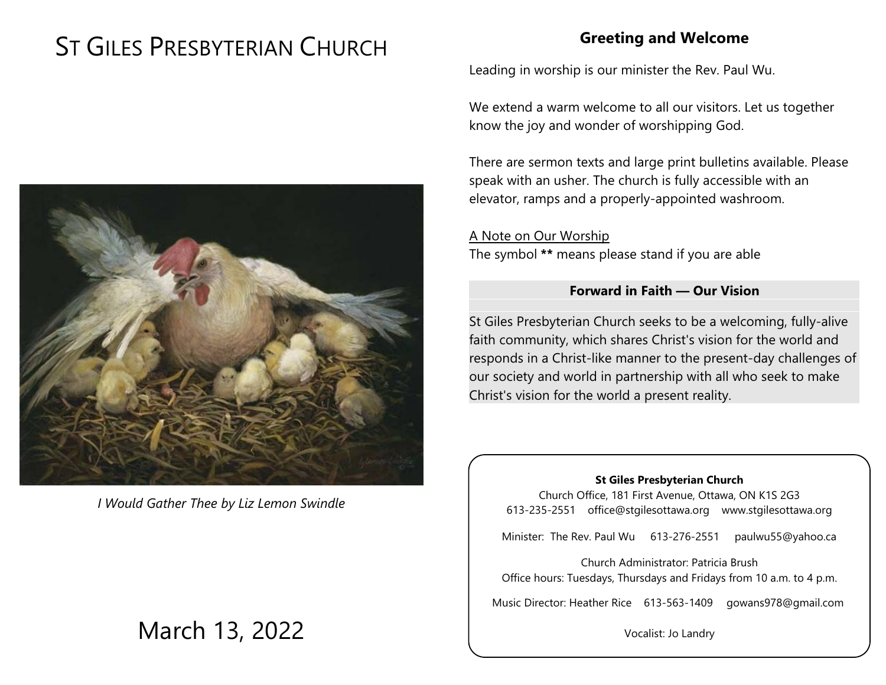# St Giles Presbyterian Church

*I Would Gather Thee by Liz Lemon Swindle*

March 13, 2022

## Greeting and Welcome

Leading in worship is our minister the Rev. Paul Wu.

We extend a warm welcome to all our visitors. Let us together know the joy and wonder of worshipping God.

There are sermon texts and large print bulletins available. Please speak with an usher. The church is fully accessible with an elevator, ramps and a properly-appointed washroom.

A Note on Our Worship
The symbol **\*\*** means please stand if you are able

### Forward in Faith — Our Vision

St Giles Presbyterian Church seeks to be a welcoming, fully-alive faith community, which shares Christ's vision for the world and responds in a Christ-like manner to the present-day challenges of our society and world in partnership with all who seek to make Christ's vision for the world a present reality.

**St Giles Presbyterian Church**
Church Office, 181 First Avenue, Ottawa, ON K1S 2G3
613-235-2551 office@stgilesottawa.org www.stgilesottawa.org

Minister: The Rev. Paul Wu 613-276-2551 paulwu55@yahoo.ca

Church Administrator: Patricia Brush
Office hours: Tuesdays, Thursdays and Fridays from 10 a.m. to 4 p.m.

Music Director: Heather Rice 613-563-1409 gowans978@gmail.com

Vocalist: Jo Landry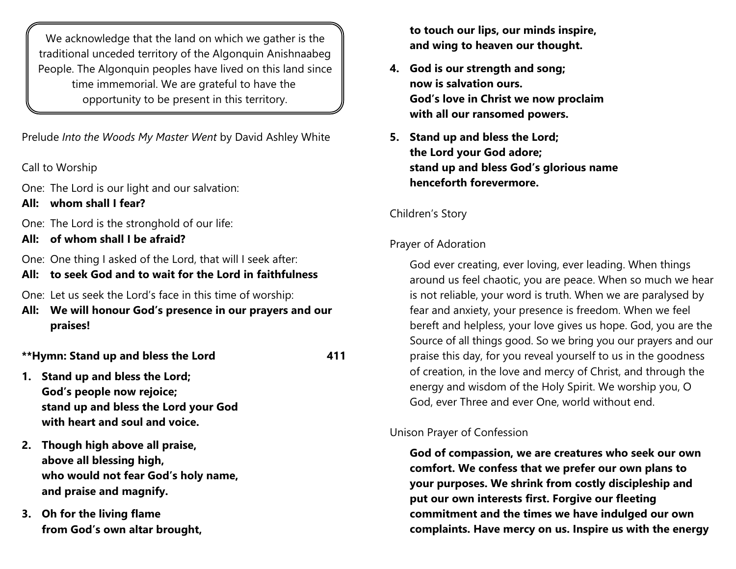We acknowledge that the land on which we gather is the traditional unceded territory of the Algonquin Anishnaabeg People. The Algonquin peoples have lived on this land since time immemorial. We are grateful to have the opportunity to be present in this territory.

Prelude *Into the Woods My Master Went* by David Ashley White

Call to Worship

One: The Lord is our light and our salvation:
**All: whom shall I fear?**

One: The Lord is the stronghold of our life:
**All: of whom shall I be afraid?**

One: One thing I asked of the Lord, that will I seek after:
**All: to seek God and to wait for the Lord in faithfulness**

One: Let us seek the Lord's face in this time of worship:
**All: We will honour God's presence in our prayers and our praises!**

**\*\*Hymn: Stand up and bless the Lord 411**

1. **Stand up and bless the Lord;
God's people now rejoice;
stand up and bless the Lord your God
with heart and soul and voice.**

2. **Though high above all praise,
above all blessing high,
who would not fear God's holy name,
and praise and magnify.**

3. **Oh for the living flame
from God's own altar brought,
to touch our lips, our minds inspire,
and wing to heaven our thought.**

4. **God is our strength and song;
now is salvation ours.
God's love in Christ we now proclaim
with all our ransomed powers.**

5. **Stand up and bless the Lord;
the Lord your God adore;
stand up and bless God's glorious name
henceforth forevermore.**

Children's Story

Prayer of Adoration

God ever creating, ever loving, ever leading. When things around us feel chaotic, you are peace. When so much we hear is not reliable, your word is truth. When we are paralysed by fear and anxiety, your presence is freedom. When we feel bereft and helpless, your love gives us hope. God, you are the Source of all things good. So we bring you our prayers and our praise this day, for you reveal yourself to us in the goodness of creation, in the love and mercy of Christ, and through the energy and wisdom of the Holy Spirit. We worship you, O God, ever Three and ever One, world without end.

Unison Prayer of Confession

**God of compassion, we are creatures who seek our own comfort. We confess that we prefer our own plans to your purposes. We shrink from costly discipleship and put our own interests first. Forgive our fleeting commitment and the times we have indulged our own complaints. Have mercy on us. Inspire us with the energy**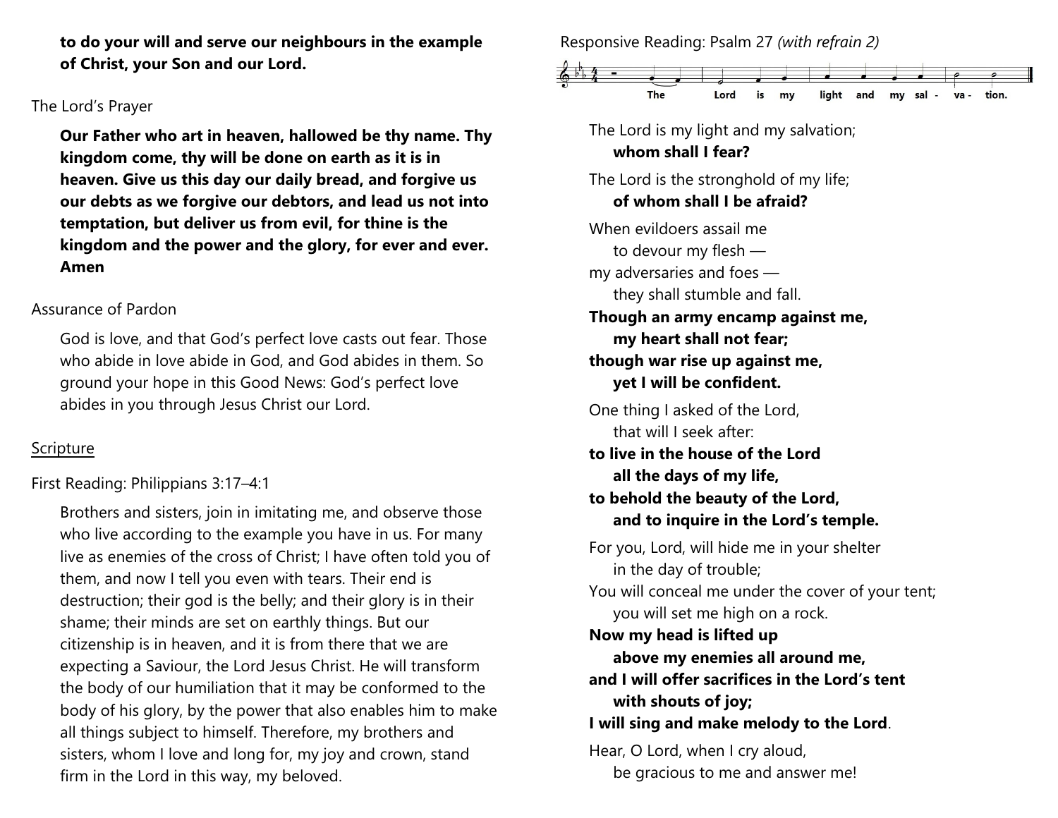**to do your will and serve our neighbours in the example of Christ, your Son and our Lord.**

The Lord's Prayer

**Our Father who art in heaven, hallowed be thy name. Thy kingdom come, thy will be done on earth as it is in heaven. Give us this day our daily bread, and forgive us our debts as we forgive our debtors, and lead us not into temptation, but deliver us from evil, for thine is the kingdom and the power and the glory, for ever and ever. Amen**

Assurance of Pardon

God is love, and that God's perfect love casts out fear. Those who abide in love abide in God, and God abides in them. So ground your hope in this Good News: God's perfect love abides in you through Jesus Christ our Lord.

## Scripture

First Reading: Philippians 3:17–4:1

Brothers and sisters, join in imitating me, and observe those who live according to the example you have in us. For many live as enemies of the cross of Christ; I have often told you of them, and now I tell you even with tears. Their end is destruction; their god is the belly; and their glory is in their shame; their minds are set on earthly things. But our citizenship is in heaven, and it is from there that we are expecting a Saviour, the Lord Jesus Christ. He will transform the body of our humiliation that it may be conformed to the body of his glory, by the power that also enables him to make all things subject to himself. Therefore, my brothers and sisters, whom I love and long for, my joy and crown, stand firm in the Lord in this way, my beloved.

Responsive Reading: Psalm 27 *(with refrain 2)*

The Lord is my light and my salvation.

The Lord is my light and my salvation;
  **whom shall I fear?**

The Lord is the stronghold of my life;
  **of whom shall I be afraid?**

When evildoers assail me
  to devour my flesh —
my adversaries and foes —
  they shall stumble and fall.
**Though an army encamp against me,**
  **my heart shall not fear;**
**though war rise up against me,**
  **yet I will be confident.**

One thing I asked of the Lord,
  that will I seek after:
**to live in the house of the Lord**
  **all the days of my life,**
**to behold the beauty of the Lord,**
  **and to inquire in the Lord's temple.**

For you, Lord, will hide me in your shelter
  in the day of trouble;
You will conceal me under the cover of your tent;
  you will set me high on a rock.
**Now my head is lifted up**
  **above my enemies all around me,**
**and I will offer sacrifices in the Lord's tent**
  **with shouts of joy;**
**I will sing and make melody to the Lord**.

Hear, O Lord, when I cry aloud,
  be gracious to me and answer me!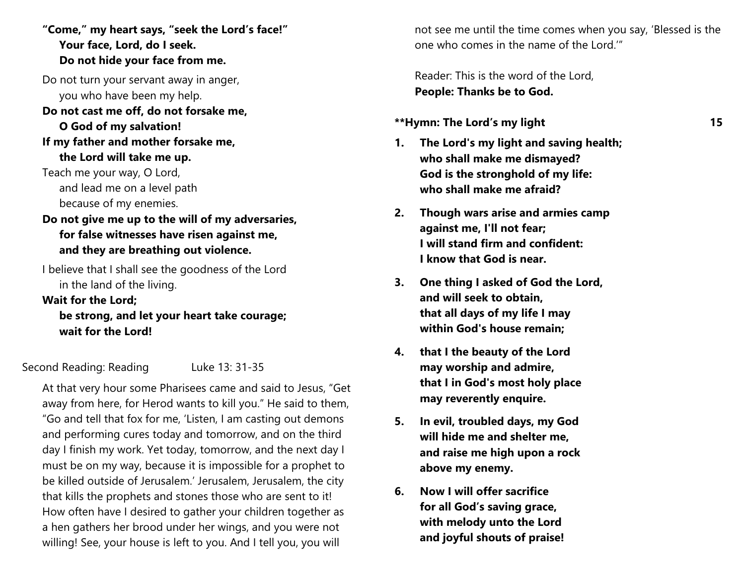**“Come,” my heart says, “seek the Lord’s face!”**
**Your face, Lord, do I seek.**
**Do not hide your face from me.**

Do not turn your servant away in anger,
you who have been my help.

**Do not cast me off, do not forsake me,**
**O God of my salvation!**
**If my father and mother forsake me,**
**the Lord will take me up.**

Teach me your way, O Lord,
and lead me on a level path
because of my enemies.

**Do not give me up to the will of my adversaries,**
**for false witnesses have risen against me,**
**and they are breathing out violence.**

I believe that I shall see the goodness of the Lord
in the land of the living.

**Wait for the Lord;**
**be strong, and let your heart take courage;**
**wait for the Lord!**

Second Reading: Reading Luke 13: 31-35

At that very hour some Pharisees came and said to Jesus, “Get away from here, for Herod wants to kill you.” He said to them, “Go and tell that fox for me, ’Listen, I am casting out demons and performing cures today and tomorrow, and on the third day I finish my work. Yet today, tomorrow, and the next day I must be on my way, because it is impossible for a prophet to be killed outside of Jerusalem.’ Jerusalem, Jerusalem, the city that kills the prophets and stones those who are sent to it! How often have I desired to gather your children together as a hen gathers her brood under her wings, and you were not willing! See, your house is left to you. And I tell you, you will not see me until the time comes when you say, ’Blessed is the one who comes in the name of the Lord.’”

Reader: This is the word of the Lord,
**People: Thanks be to God.**

**\*\*Hymn: The Lord’s my light 15**

1. **The Lord's my light and saving health;**
   **who shall make me dismayed?**
   **God is the stronghold of my life:**
   **who shall make me afraid?**

2. **Though wars arise and armies camp**
   **against me, I'll not fear;**
   **I will stand firm and confident:**
   **I know that God is near.**

3. **One thing I asked of God the Lord,**
   **and will seek to obtain,**
   **that all days of my life I may**
   **within God's house remain;**

4. **that I the beauty of the Lord**
   **may worship and admire,**
   **that I in God's most holy place**
   **may reverently enquire.**

5. **In evil, troubled days, my God**
   **will hide me and shelter me,**
   **and raise me high upon a rock**
   **above my enemy.**

6. **Now I will offer sacrifice**
   **for all God’s saving grace,**
   **with melody unto the Lord**
   **and joyful shouts of praise!**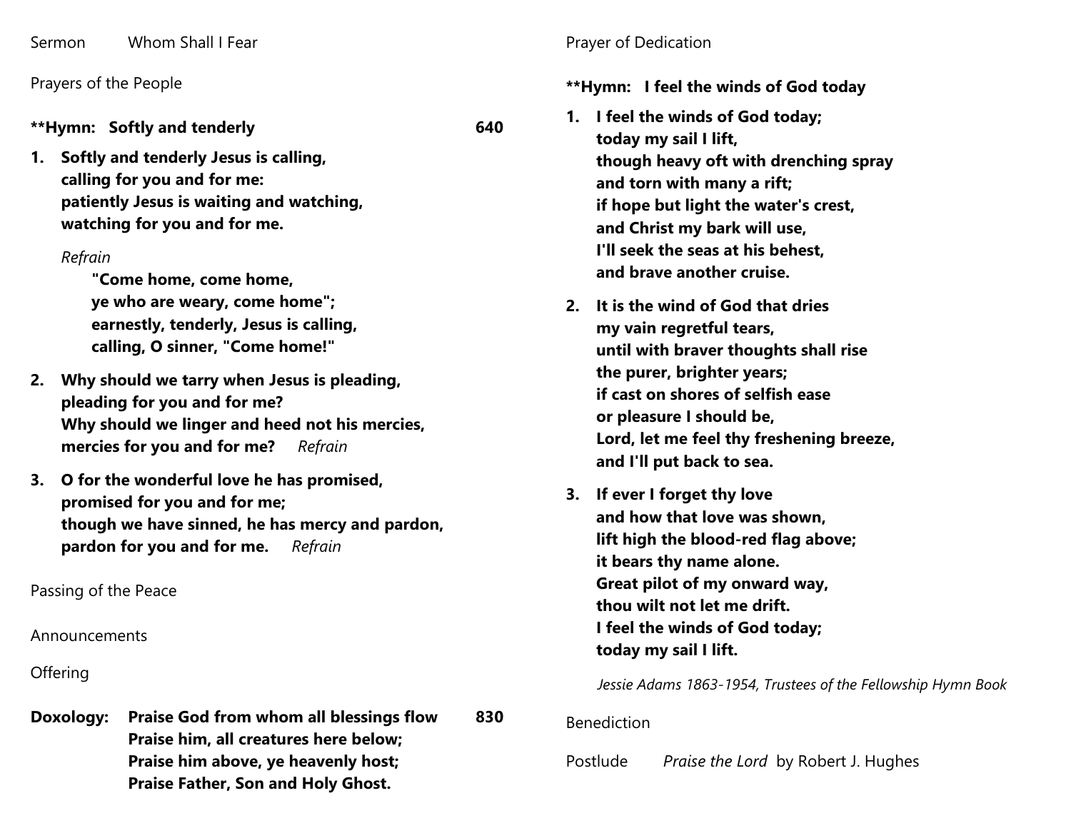Sermon Whom Shall I Fear

Prayers of the People

**\*\*Hymn: Softly and tenderly 640**

1. **Softly and tenderly Jesus is calling,**
   **calling for you and for me:**
   **patiently Jesus is waiting and watching,**
   **watching for you and for me.**

   *Refrain*

   **"Come home, come home,**
   **ye who are weary, come home";**
   **earnestly, tenderly, Jesus is calling,**
   **calling, O sinner, "Come home!"**

2. **Why should we tarry when Jesus is pleading,**
   **pleading for you and for me?**
   **Why should we linger and heed not his mercies,**
   **mercies for you and for me?** *Refrain*

3. **O for the wonderful love he has promised,**
   **promised for you and for me;**
   **though we have sinned, he has mercy and pardon,**
   **pardon for you and for me.** *Refrain*

Passing of the Peace

Announcements

Offering

**Doxology: Praise God from whom all blessings flow 830**
**Praise him, all creatures here below;**
**Praise him above, ye heavenly host;**
**Praise Father, Son and Holy Ghost.**

Prayer of Dedication

**\*\*Hymn: I feel the winds of God today**

1. **I feel the winds of God today;**
   **today my sail I lift,**
   **though heavy oft with drenching spray**
   **and torn with many a rift;**
   **if hope but light the water's crest,**
   **and Christ my bark will use,**
   **I'll seek the seas at his behest,**
   **and brave another cruise.**

2. **It is the wind of God that dries**
   **my vain regretful tears,**
   **until with braver thoughts shall rise**
   **the purer, brighter years;**
   **if cast on shores of selfish ease**
   **or pleasure I should be,**
   **Lord, let me feel thy freshening breeze,**
   **and I'll put back to sea.**

3. **If ever I forget thy love**
   **and how that love was shown,**
   **lift high the blood-red flag above;**
   **it bears thy name alone.**
   **Great pilot of my onward way,**
   **thou wilt not let me drift.**
   **I feel the winds of God today;**
   **today my sail I lift.**

*Jessie Adams 1863-1954, Trustees of the Fellowship Hymn Book*

Benediction

Postlude *Praise the Lord* by Robert J. Hughes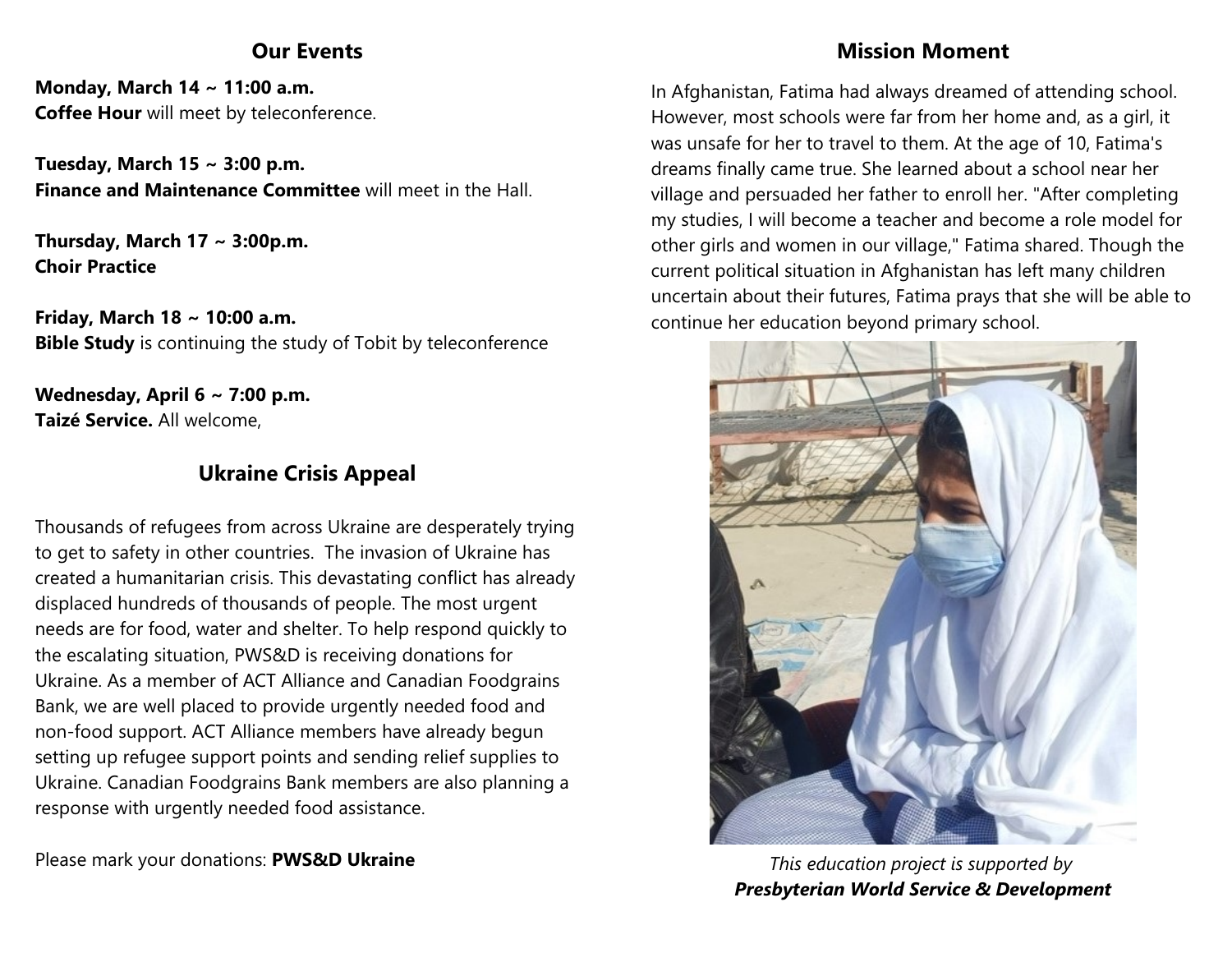## Our Events

**Monday, March 14 ~ 11:00 a.m.**
**Coffee Hour** will meet by teleconference.

**Tuesday, March 15 ~ 3:00 p.m.**
**Finance and Maintenance Committee** will meet in the Hall.

**Thursday, March 17 ~ 3:00p.m.**
**Choir Practice**

**Friday, March 18 ~ 10:00 a.m.**
**Bible Study** is continuing the study of Tobit by teleconference

**Wednesday, April 6 ~ 7:00 p.m.**
**Taizé Service.** All welcome,

## Ukraine Crisis Appeal

Thousands of refugees from across Ukraine are desperately trying to get to safety in other countries. The invasion of Ukraine has created a humanitarian crisis. This devastating conflict has already displaced hundreds of thousands of people. The most urgent needs are for food, water and shelter. To help respond quickly to the escalating situation, PWS&D is receiving donations for Ukraine. As a member of ACT Alliance and Canadian Foodgrains Bank, we are well placed to provide urgently needed food and non-food support. ACT Alliance members have already begun setting up refugee support points and sending relief supplies to Ukraine. Canadian Foodgrains Bank members are also planning a response with urgently needed food assistance.

Please mark your donations: **PWS&D Ukraine**

## Mission Moment

In Afghanistan, Fatima had always dreamed of attending school. However, most schools were far from her home and, as a girl, it was unsafe for her to travel to them. At the age of 10, Fatima's dreams finally came true. She learned about a school near her village and persuaded her father to enroll her. "After completing my studies, I will become a teacher and become a role model for other girls and women in our village," Fatima shared. Though the current political situation in Afghanistan has left many children uncertain about their futures, Fatima prays that she will be able to continue her education beyond primary school.

*This education project is supported by*
***Presbyterian World Service & Development***